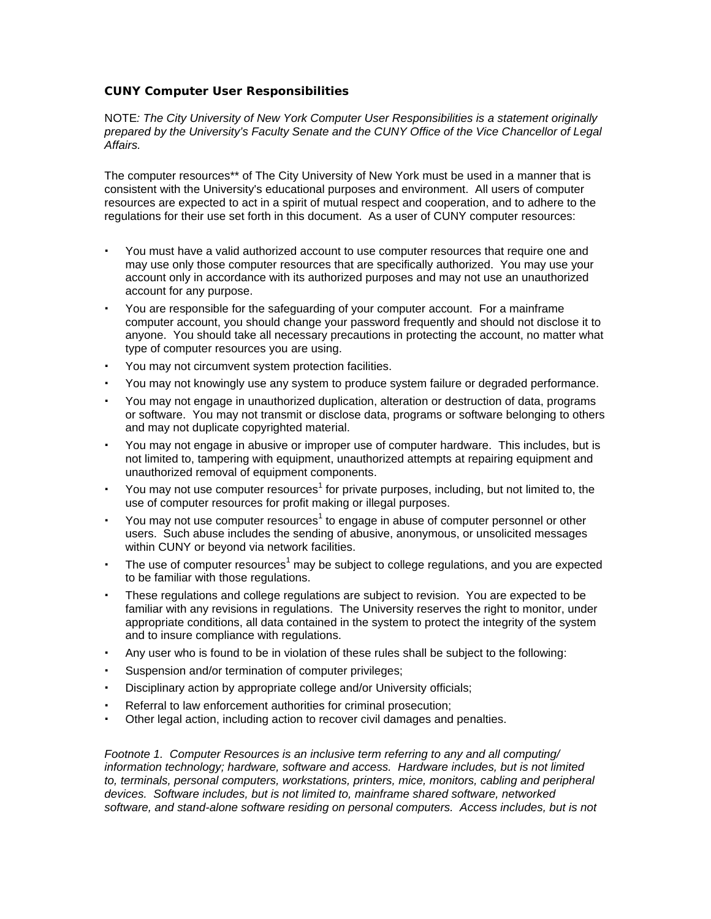**CUNY Computer User Responsibilities**

NOTE*: The City University of New York Computer User Responsibilities is a statement originally prepared by the University's Faculty Senate and the CUNY Office of the Vice Chancellor of Legal Affairs.*

The computer resources** of The City University of New York must be used in a manner that is consistent with the University's educational purposes and environment. All users of computer resources are expected to act in a spirit of mutual respect and cooperation, and to adhere to the regulations for their use set forth in this document. As a user of CUNY computer resources:

- You must have a valid authorized account to use computer resources that require one and may use only those computer resources that are specifically authorized. You may use your account only in accordance with its authorized purposes and may not use an unauthorized account for any purpose.
- You are responsible for the safeguarding of your computer account. For a mainframe computer account, you should change your password frequently and should not disclose it to anyone. You should take all necessary precautions in protecting the account, no matter what type of computer resources you are using.
- You may not circumvent system protection facilities.
- You may not knowingly use any system to produce system failure or degraded performance.
- You may not engage in unauthorized duplication, alteration or destruction of data, programs or software. You may not transmit or disclose data, programs or software belonging to others and may not duplicate copyrighted material.
- You may not engage in abusive or improper use of computer hardware. This includes, but is not limited to, tampering with equipment, unauthorized attempts at repairing equipment and unauthorized removal of equipment components.
- You may not use computer resources[1] for private purposes, including, but not limited to, the use of computer resources for profit making or illegal purposes.
- You may not use computer resources[1] to engage in abuse of computer personnel or other users. Such abuse includes the sending of abusive, anonymous, or unsolicited messages within CUNY or beyond via network facilities.
- The use of computer resources[1] may be subject to college regulations, and you are expected to be familiar with those regulations.
- These regulations and college regulations are subject to revision. You are expected to be familiar with any revisions in regulations. The University reserves the right to monitor, under appropriate conditions, all data contained in the system to protect the integrity of the system and to insure compliance with regulations.
- Any user who is found to be in violation of these rules shall be subject to the following:
- Suspension and/or termination of computer privileges;
- Disciplinary action by appropriate college and/or University officials;
- Referral to law enforcement authorities for criminal prosecution;
- Other legal action, including action to recover civil damages and penalties.

*Footnote 1. Computer Resources is an inclusive term referring to any and all computing/ information technology; hardware, software and access. Hardware includes, but is not limited to, terminals, personal computers, workstations, printers, mice, monitors, cabling and peripheral devices. Software includes, but is not limited to, mainframe shared software, networked software, and stand-alone software residing on personal computers. Access includes, but is not*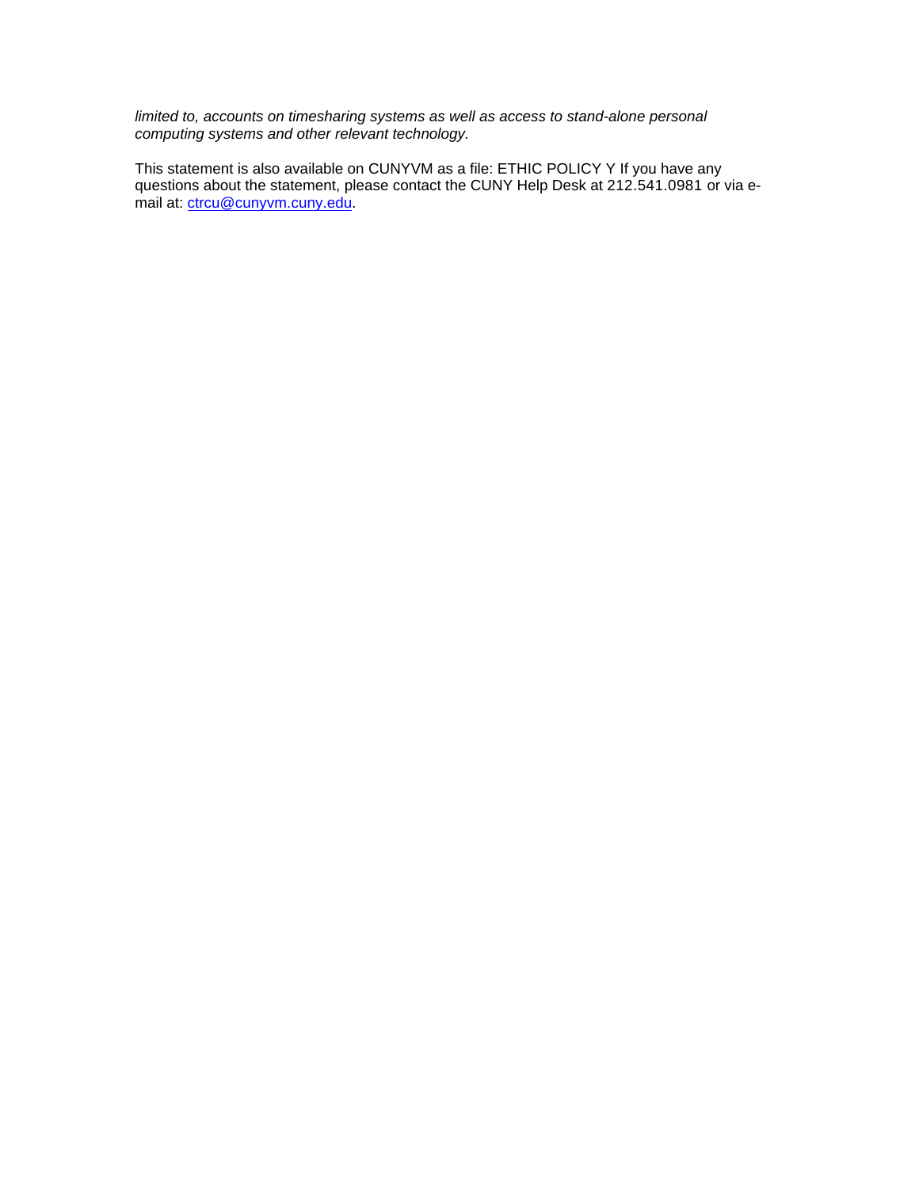*limited to, accounts on timesharing systems as well as access to stand-alone personal computing systems and other relevant technology.*

This statement is also available on CUNYVM as a file: ETHIC POLICY Y If you have any questions about the statement, please contact the CUNY Help Desk at 212.541.0981 or via e-mail at: ctrcu@cunyvm.cuny.edu.